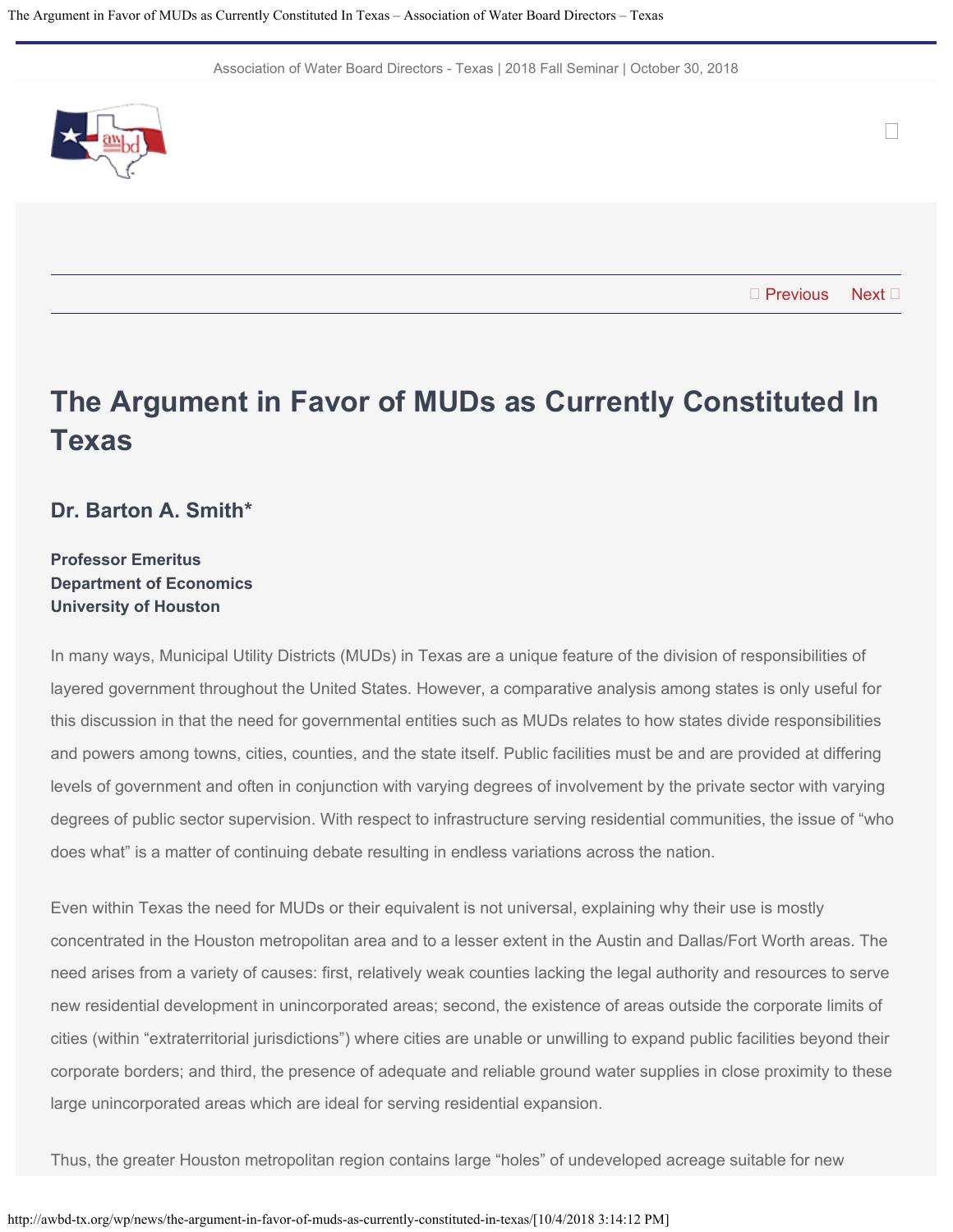# The Argument in Favor of MUDs as Currently Constituted In Texas

## Dr. Barton A. Smith*

**Professor Emeritus**
**Department of Economics**
**University of Houston**

In many ways, Municipal Utility Districts (MUDs) in Texas are a unique feature of the division of responsibilities of layered government throughout the United States. However, a comparative analysis among states is only useful for this discussion in that the need for governmental entities such as MUDs relates to how states divide responsibilities and powers among towns, cities, counties, and the state itself. Public facilities must be and are provided at differing levels of government and often in conjunction with varying degrees of involvement by the private sector with varying degrees of public sector supervision. With respect to infrastructure serving residential communities, the issue of "who does what" is a matter of continuing debate resulting in endless variations across the nation.

Even within Texas the need for MUDs or their equivalent is not universal, explaining why their use is mostly concentrated in the Houston metropolitan area and to a lesser extent in the Austin and Dallas/Fort Worth areas. The need arises from a variety of causes: first, relatively weak counties lacking the legal authority and resources to serve new residential development in unincorporated areas; second, the existence of areas outside the corporate limits of cities (within "extraterritorial jurisdictions") where cities are unable or unwilling to expand public facilities beyond their corporate borders; and third, the presence of adequate and reliable ground water supplies in close proximity to these large unincorporated areas which are ideal for serving residential expansion.

Thus, the greater Houston metropolitan region contains large "holes" of undeveloped acreage suitable for new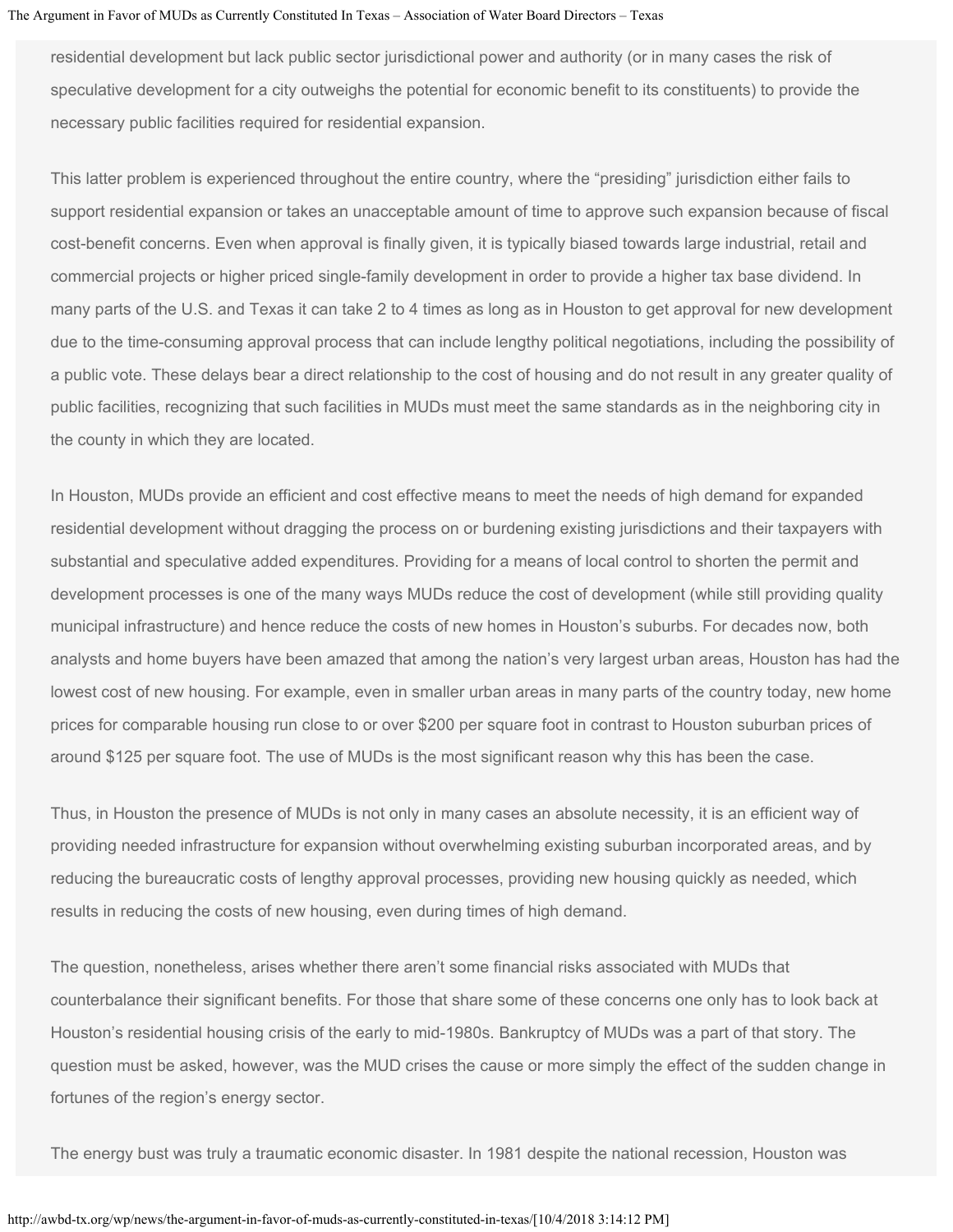residential development but lack public sector jurisdictional power and authority (or in many cases the risk of speculative development for a city outweighs the potential for economic benefit to its constituents) to provide the necessary public facilities required for residential expansion.

This latter problem is experienced throughout the entire country, where the "presiding" jurisdiction either fails to support residential expansion or takes an unacceptable amount of time to approve such expansion because of fiscal cost-benefit concerns. Even when approval is finally given, it is typically biased towards large industrial, retail and commercial projects or higher priced single-family development in order to provide a higher tax base dividend. In many parts of the U.S. and Texas it can take 2 to 4 times as long as in Houston to get approval for new development due to the time-consuming approval process that can include lengthy political negotiations, including the possibility of a public vote. These delays bear a direct relationship to the cost of housing and do not result in any greater quality of public facilities, recognizing that such facilities in MUDs must meet the same standards as in the neighboring city in the county in which they are located.

In Houston, MUDs provide an efficient and cost effective means to meet the needs of high demand for expanded residential development without dragging the process on or burdening existing jurisdictions and their taxpayers with substantial and speculative added expenditures. Providing for a means of local control to shorten the permit and development processes is one of the many ways MUDs reduce the cost of development (while still providing quality municipal infrastructure) and hence reduce the costs of new homes in Houston's suburbs. For decades now, both analysts and home buyers have been amazed that among the nation's very largest urban areas, Houston has had the lowest cost of new housing. For example, even in smaller urban areas in many parts of the country today, new home prices for comparable housing run close to or over $200 per square foot in contrast to Houston suburban prices of around $125 per square foot. The use of MUDs is the most significant reason why this has been the case.

Thus, in Houston the presence of MUDs is not only in many cases an absolute necessity, it is an efficient way of providing needed infrastructure for expansion without overwhelming existing suburban incorporated areas, and by reducing the bureaucratic costs of lengthy approval processes, providing new housing quickly as needed, which results in reducing the costs of new housing, even during times of high demand.

The question, nonetheless, arises whether there aren't some financial risks associated with MUDs that counterbalance their significant benefits. For those that share some of these concerns one only has to look back at Houston's residential housing crisis of the early to mid-1980s. Bankruptcy of MUDs was a part of that story. The question must be asked, however, was the MUD crises the cause or more simply the effect of the sudden change in fortunes of the region's energy sector.

The energy bust was truly a traumatic economic disaster. In 1981 despite the national recession, Houston was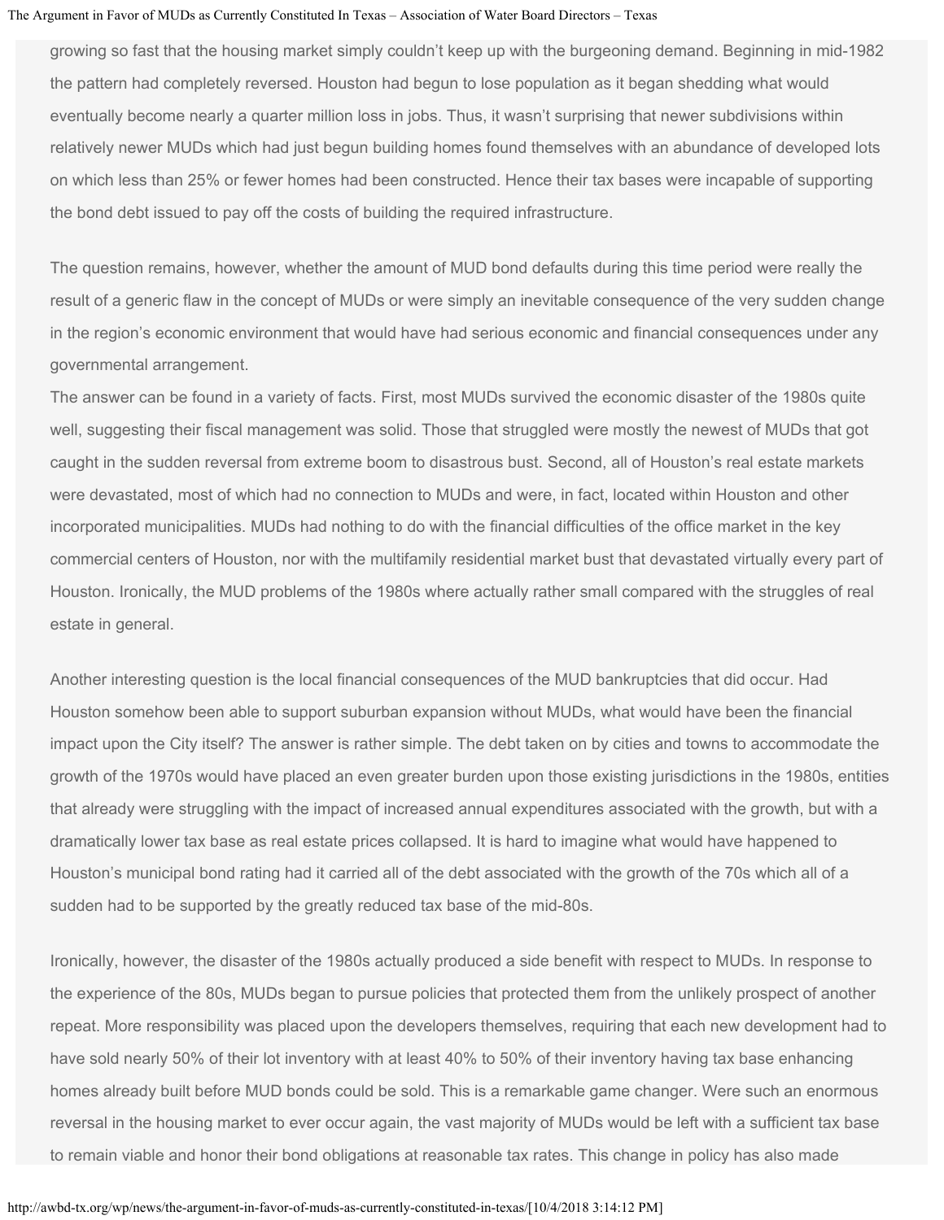growing so fast that the housing market simply couldn't keep up with the burgeoning demand. Beginning in mid-1982 the pattern had completely reversed. Houston had begun to lose population as it began shedding what would eventually become nearly a quarter million loss in jobs. Thus, it wasn't surprising that newer subdivisions within relatively newer MUDs which had just begun building homes found themselves with an abundance of developed lots on which less than 25% or fewer homes had been constructed. Hence their tax bases were incapable of supporting the bond debt issued to pay off the costs of building the required infrastructure.

The question remains, however, whether the amount of MUD bond defaults during this time period were really the result of a generic flaw in the concept of MUDs or were simply an inevitable consequence of the very sudden change in the region's economic environment that would have had serious economic and financial consequences under any governmental arrangement.

The answer can be found in a variety of facts. First, most MUDs survived the economic disaster of the 1980s quite well, suggesting their fiscal management was solid. Those that struggled were mostly the newest of MUDs that got caught in the sudden reversal from extreme boom to disastrous bust. Second, all of Houston's real estate markets were devastated, most of which had no connection to MUDs and were, in fact, located within Houston and other incorporated municipalities. MUDs had nothing to do with the financial difficulties of the office market in the key commercial centers of Houston, nor with the multifamily residential market bust that devastated virtually every part of Houston. Ironically, the MUD problems of the 1980s where actually rather small compared with the struggles of real estate in general.

Another interesting question is the local financial consequences of the MUD bankruptcies that did occur. Had Houston somehow been able to support suburban expansion without MUDs, what would have been the financial impact upon the City itself? The answer is rather simple. The debt taken on by cities and towns to accommodate the growth of the 1970s would have placed an even greater burden upon those existing jurisdictions in the 1980s, entities that already were struggling with the impact of increased annual expenditures associated with the growth, but with a dramatically lower tax base as real estate prices collapsed. It is hard to imagine what would have happened to Houston's municipal bond rating had it carried all of the debt associated with the growth of the 70s which all of a sudden had to be supported by the greatly reduced tax base of the mid-80s.

Ironically, however, the disaster of the 1980s actually produced a side benefit with respect to MUDs. In response to the experience of the 80s, MUDs began to pursue policies that protected them from the unlikely prospect of another repeat. More responsibility was placed upon the developers themselves, requiring that each new development had to have sold nearly 50% of their lot inventory with at least 40% to 50% of their inventory having tax base enhancing homes already built before MUD bonds could be sold. This is a remarkable game changer. Were such an enormous reversal in the housing market to ever occur again, the vast majority of MUDs would be left with a sufficient tax base to remain viable and honor their bond obligations at reasonable tax rates. This change in policy has also made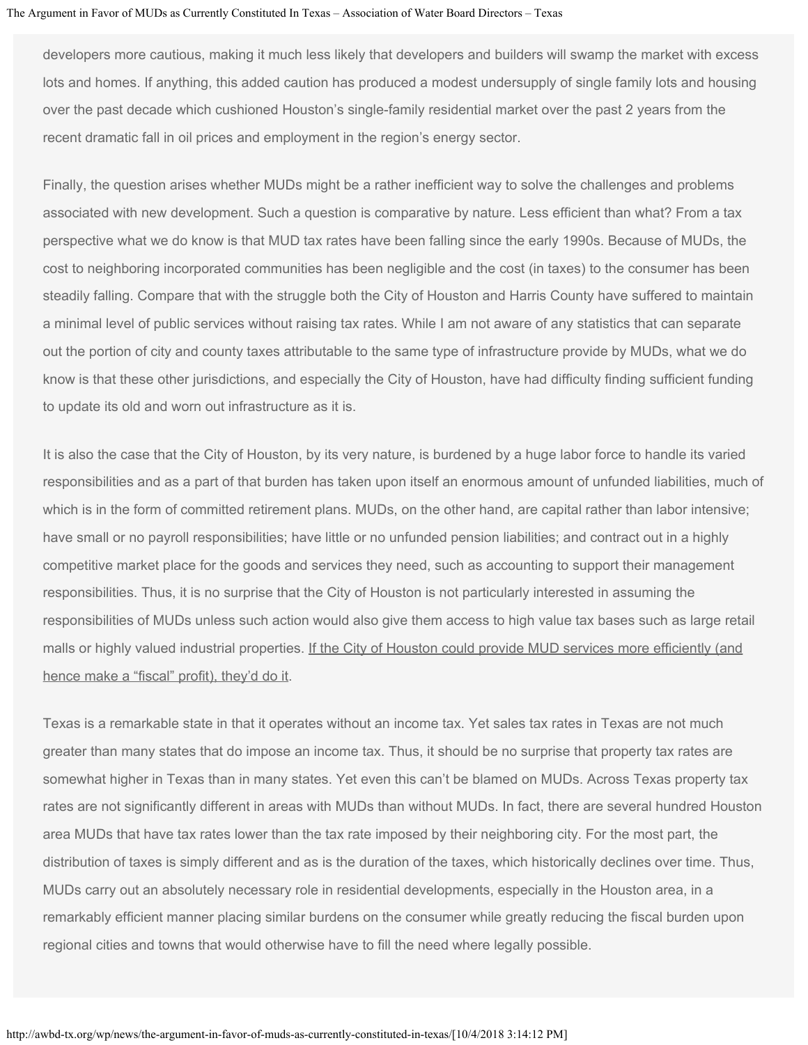developers more cautious, making it much less likely that developers and builders will swamp the market with excess lots and homes. If anything, this added caution has produced a modest undersupply of single family lots and housing over the past decade which cushioned Houston's single-family residential market over the past 2 years from the recent dramatic fall in oil prices and employment in the region's energy sector.

Finally, the question arises whether MUDs might be a rather inefficient way to solve the challenges and problems associated with new development. Such a question is comparative by nature. Less efficient than what? From a tax perspective what we do know is that MUD tax rates have been falling since the early 1990s. Because of MUDs, the cost to neighboring incorporated communities has been negligible and the cost (in taxes) to the consumer has been steadily falling. Compare that with the struggle both the City of Houston and Harris County have suffered to maintain a minimal level of public services without raising tax rates. While I am not aware of any statistics that can separate out the portion of city and county taxes attributable to the same type of infrastructure provide by MUDs, what we do know is that these other jurisdictions, and especially the City of Houston, have had difficulty finding sufficient funding to update its old and worn out infrastructure as it is.

It is also the case that the City of Houston, by its very nature, is burdened by a huge labor force to handle its varied responsibilities and as a part of that burden has taken upon itself an enormous amount of unfunded liabilities, much of which is in the form of committed retirement plans. MUDs, on the other hand, are capital rather than labor intensive; have small or no payroll responsibilities; have little or no unfunded pension liabilities; and contract out in a highly competitive market place for the goods and services they need, such as accounting to support their management responsibilities. Thus, it is no surprise that the City of Houston is not particularly interested in assuming the responsibilities of MUDs unless such action would also give them access to high value tax bases such as large retail malls or highly valued industrial properties. If the City of Houston could provide MUD services more efficiently (and hence make a "fiscal" profit), they'd do it.

Texas is a remarkable state in that it operates without an income tax. Yet sales tax rates in Texas are not much greater than many states that do impose an income tax. Thus, it should be no surprise that property tax rates are somewhat higher in Texas than in many states. Yet even this can't be blamed on MUDs. Across Texas property tax rates are not significantly different in areas with MUDs than without MUDs. In fact, there are several hundred Houston area MUDs that have tax rates lower than the tax rate imposed by their neighboring city. For the most part, the distribution of taxes is simply different and as is the duration of the taxes, which historically declines over time. Thus, MUDs carry out an absolutely necessary role in residential developments, especially in the Houston area, in a remarkably efficient manner placing similar burdens on the consumer while greatly reducing the fiscal burden upon regional cities and towns that would otherwise have to fill the need where legally possible.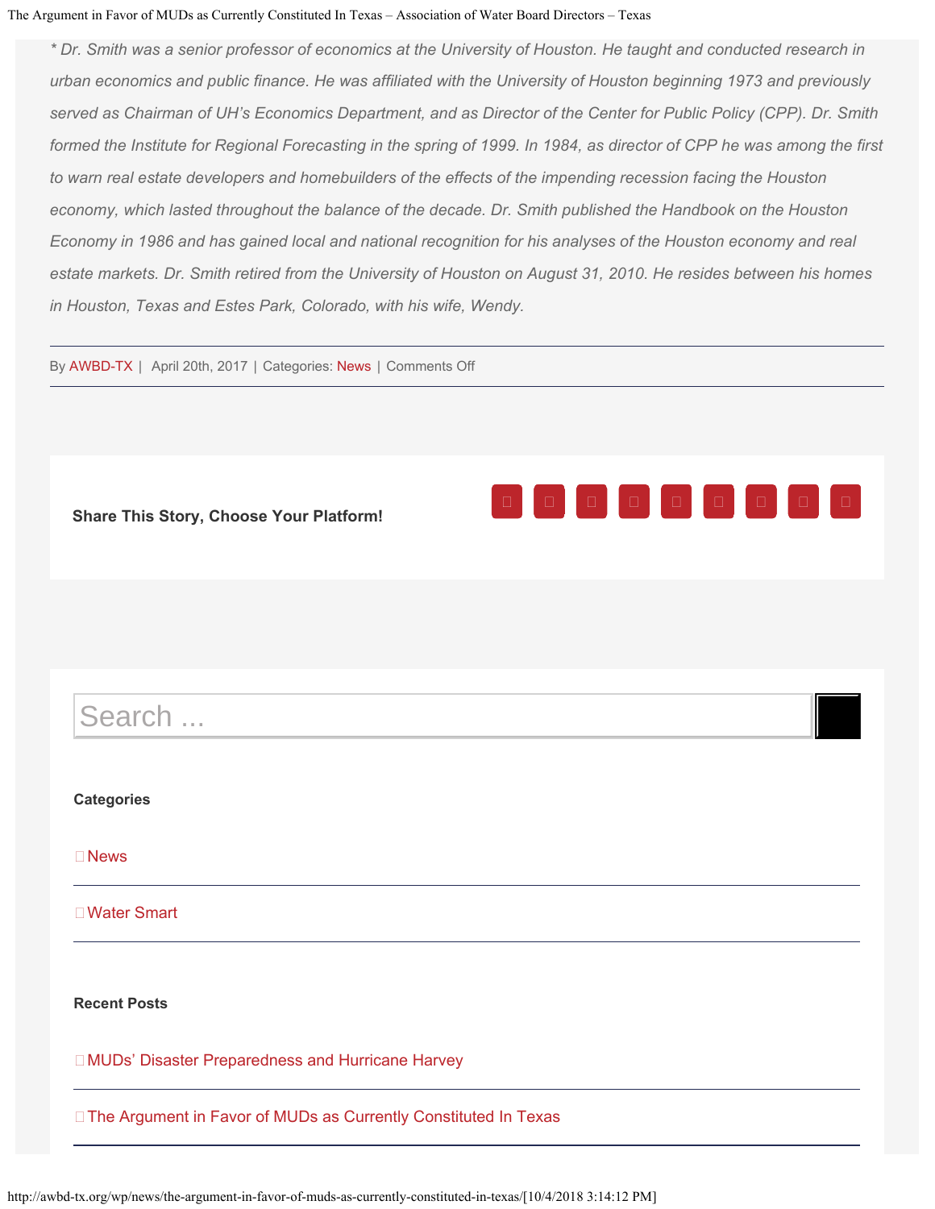*\* Dr. Smith was a senior professor of economics at the University of Houston. He taught and conducted research in urban economics and public finance. He was affiliated with the University of Houston beginning 1973 and previously served as Chairman of UH's Economics Department, and as Director of the Center for Public Policy (CPP). Dr. Smith formed the Institute for Regional Forecasting in the spring of 1999. In 1984, as director of CPP he was among the first to warn real estate developers and homebuilders of the effects of the impending recession facing the Houston economy, which lasted throughout the balance of the decade. Dr. Smith published the Handbook on the Houston Economy in 1986 and has gained local and national recognition for his analyses of the Houston economy and real estate markets. Dr. Smith retired from the University of Houston on August 31, 2010. He resides between his homes in Houston, Texas and Estes Park, Colorado, with his wife, Wendy.*

By AWBD-TX | April 20th, 2017 | Categories: News | Comments Off

**Share This Story, Choose Your Platform!**

Search ...

**Categories**

- News
- Water Smart

**Recent Posts**

- MUDs' Disaster Preparedness and Hurricane Harvey
- The Argument in Favor of MUDs as Currently Constituted In Texas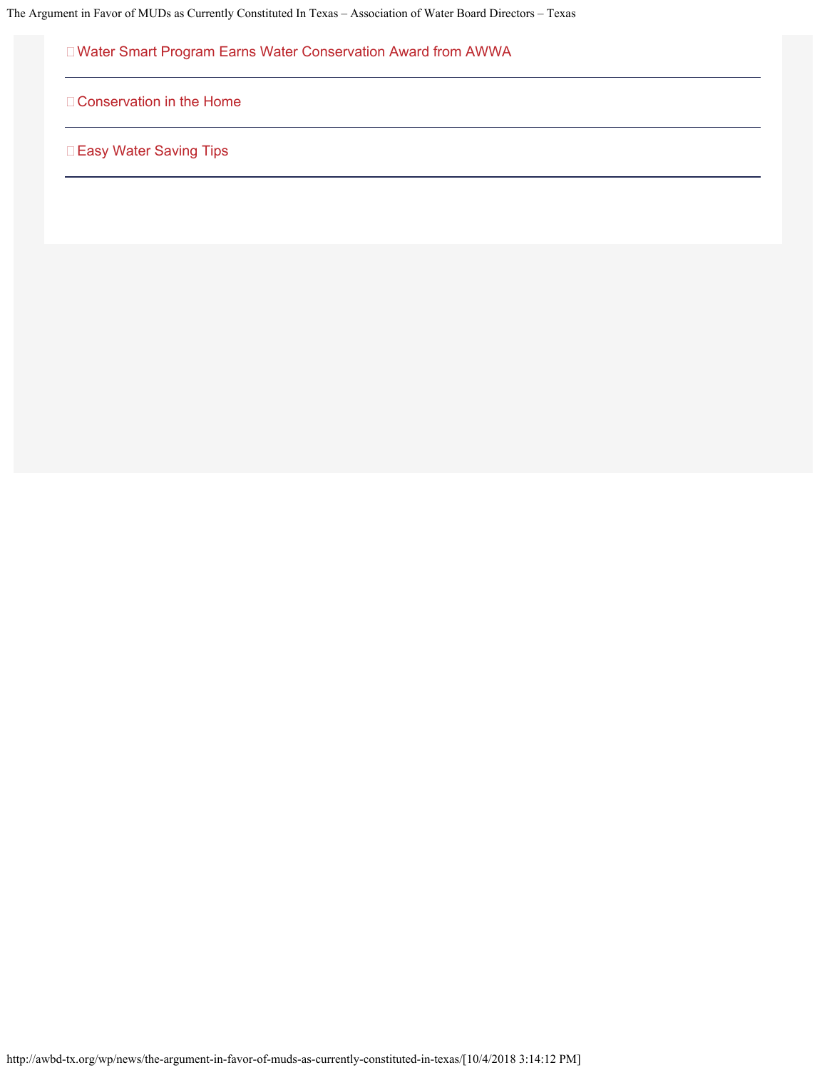- Water Smart Program Earns Water Conservation Award from AWWA
- Conservation in the Home
- Easy Water Saving Tips